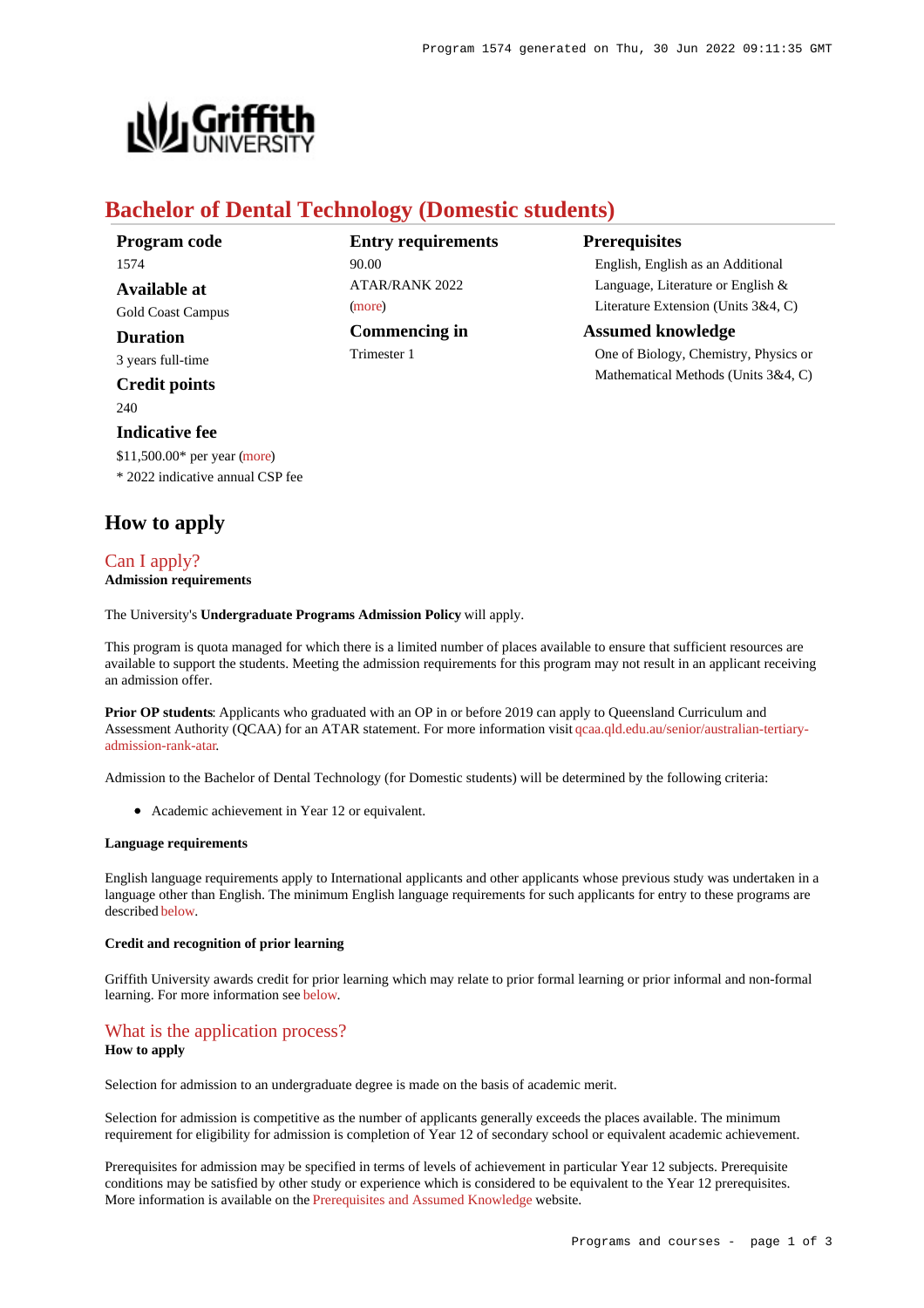# Bachelor of Dental Technology (Domestic students)

**Program code**
1574

**Available at**
Gold Coast Campus

**Duration**
3 years full-time

**Credit points**
240

**Indicative fee**
$11,500.00* per year (more)
* 2022 indicative annual CSP fee

**Entry requirements**
90.00
ATAR/RANK 2022
(more)

**Commencing in**
Trimester 1

**Prerequisites**
English, English as an Additional Language, Literature or English & Literature Extension (Units 3&4, C)

**Assumed knowledge**
One of Biology, Chemistry, Physics or Mathematical Methods (Units 3&4, C)

## How to apply

### Can I apply?

**Admission requirements**

The University's **Undergraduate Programs Admission Policy** will apply.

This program is quota managed for which there is a limited number of places available to ensure that sufficient resources are available to support the students. Meeting the admission requirements for this program may not result in an applicant receiving an admission offer.

**Prior OP students**: Applicants who graduated with an OP in or before 2019 can apply to Queensland Curriculum and Assessment Authority (QCAA) for an ATAR statement. For more information visit qcaa.qld.edu.au/senior/australian-tertiary-admission-rank-atar.

Admission to the Bachelor of Dental Technology (for Domestic students) will be determined by the following criteria:

- Academic achievement in Year 12 or equivalent.

**Language requirements**

English language requirements apply to International applicants and other applicants whose previous study was undertaken in a language other than English. The minimum English language requirements for such applicants for entry to these programs are described below.

**Credit and recognition of prior learning**

Griffith University awards credit for prior learning which may relate to prior formal learning or prior informal and non-formal learning. For more information see below.

### What is the application process?

**How to apply**

Selection for admission to an undergraduate degree is made on the basis of academic merit.

Selection for admission is competitive as the number of applicants generally exceeds the places available. The minimum requirement for eligibility for admission is completion of Year 12 of secondary school or equivalent academic achievement.

Prerequisites for admission may be specified in terms of levels of achievement in particular Year 12 subjects. Prerequisite conditions may be satisfied by other study or experience which is considered to be equivalent to the Year 12 prerequisites. More information is available on the Prerequisites and Assumed Knowledge website.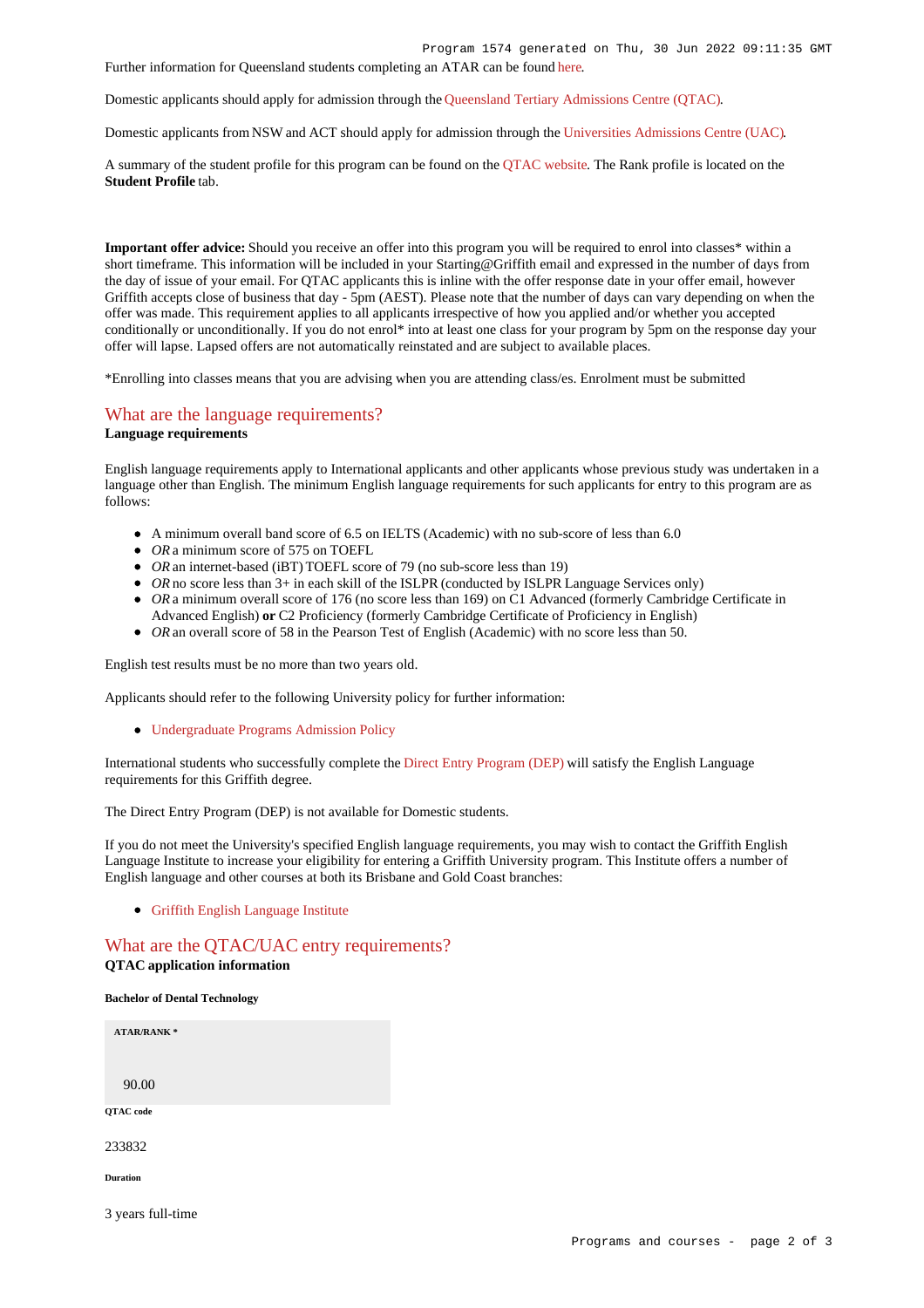Further information for Queensland students completing an ATAR can be found here.

Domestic applicants should apply for admission through the Queensland Tertiary Admissions Centre (QTAC).

Domestic applicants from NSW and ACT should apply for admission through the Universities Admissions Centre (UAC).

A summary of the student profile for this program can be found on the QTAC website. The Rank profile is located on the **Student Profile** tab.

**Important offer advice:** Should you receive an offer into this program you will be required to enrol into classes* within a short timeframe. This information will be included in your Starting@Griffith email and expressed in the number of days from the day of issue of your email. For QTAC applicants this is inline with the offer response date in your offer email, however Griffith accepts close of business that day - 5pm (AEST). Please note that the number of days can vary depending on when the offer was made. This requirement applies to all applicants irrespective of how you applied and/or whether you accepted conditionally or unconditionally. If you do not enrol* into at least one class for your program by 5pm on the response day your offer will lapse. Lapsed offers are not automatically reinstated and are subject to available places.

*Enrolling into classes means that you are advising when you are attending class/es. Enrolment must be submitted

## What are the language requirements?

**Language requirements**

English language requirements apply to International applicants and other applicants whose previous study was undertaken in a language other than English. The minimum English language requirements for such applicants for entry to this program are as follows:

- A minimum overall band score of 6.5 on IELTS (Academic) with no sub-score of less than 6.0
- *OR* a minimum score of 575 on TOEFL
- *OR* an internet-based (iBT) TOEFL score of 79 (no sub-score less than 19)
- *OR* no score less than 3+ in each skill of the ISLPR (conducted by ISLPR Language Services only)
- *OR* a minimum overall score of 176 (no score less than 169) on C1 Advanced (formerly Cambridge Certificate in Advanced English) **or** C2 Proficiency (formerly Cambridge Certificate of Proficiency in English)
- *OR* an overall score of 58 in the Pearson Test of English (Academic) with no score less than 50.

English test results must be no more than two years old.

Applicants should refer to the following University policy for further information:

- Undergraduate Programs Admission Policy

International students who successfully complete the Direct Entry Program (DEP) will satisfy the English Language requirements for this Griffith degree.

The Direct Entry Program (DEP) is not available for Domestic students.

If you do not meet the University's specified English language requirements, you may wish to contact the Griffith English Language Institute to increase your eligibility for entering a Griffith University program. This Institute offers a number of English language and other courses at both its Brisbane and Gold Coast branches:

- Griffith English Language Institute

## What are the QTAC/UAC entry requirements?

**QTAC application information**

**Bachelor of Dental Technology**

**ATAR/RANK ***

90.00

**QTAC code**

233832

**Duration**

3 years full-time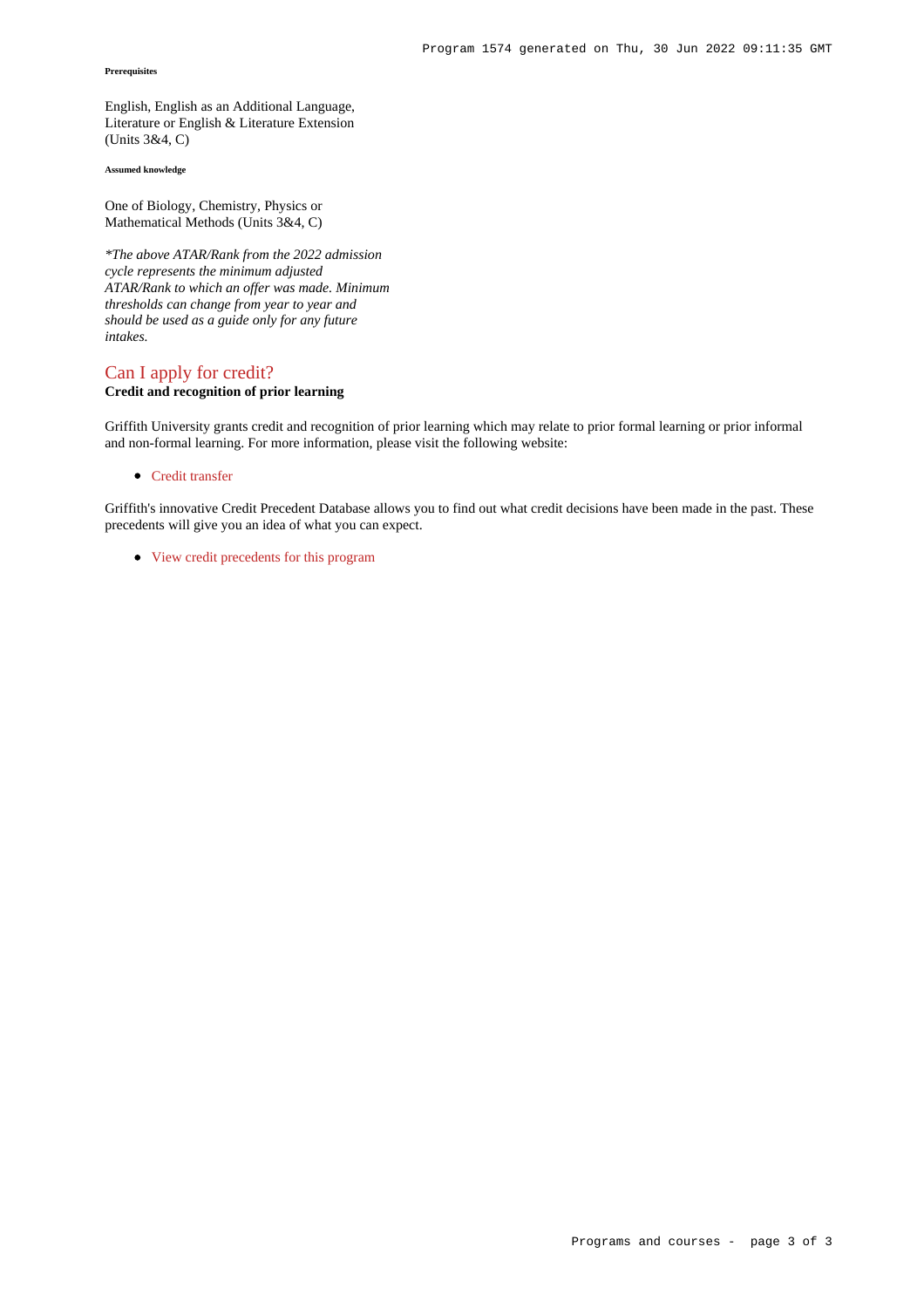#### Prerequisites

English, English as an Additional Language, Literature or English & Literature Extension (Units 3&4, C)

#### Assumed knowledge

One of Biology, Chemistry, Physics or Mathematical Methods (Units 3&4, C)

*\*The above ATAR/Rank from the 2022 admission cycle represents the minimum adjusted ATAR/Rank to which an offer was made. Minimum thresholds can change from year to year and should be used as a guide only for any future intakes.*

## Can I apply for credit?

**Credit and recognition of prior learning**

Griffith University grants credit and recognition of prior learning which may relate to prior formal learning or prior informal and non-formal learning. For more information, please visit the following website:

- Credit transfer

Griffith's innovative Credit Precedent Database allows you to find out what credit decisions have been made in the past. These precedents will give you an idea of what you can expect.

- View credit precedents for this program